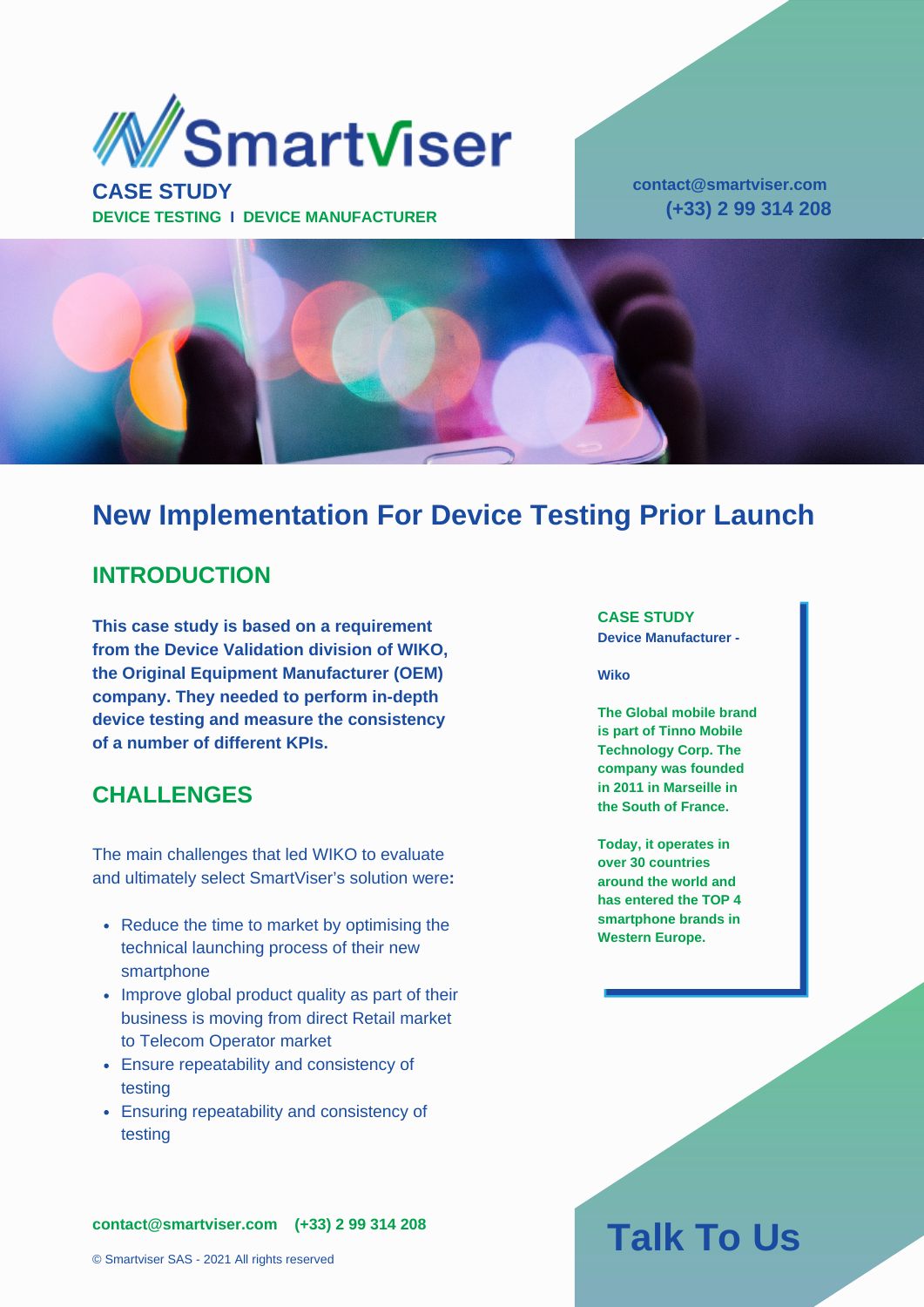Smartviser

**CASE STUDY**

**DEVICE TESTING I DEVICE MANUFACTURER**

**contact@smartviser.com**
**(+33) 2 99 314 208**

# New Implementation For Device Testing Prior Launch

## INTRODUCTION

**This case study is based on a requirement from the Device Validation division of WIKO, the Original Equipment Manufacturer (OEM) company. They needed to perform in-depth device testing and measure the consistency of a number of different KPIs.**

## CHALLENGES

The main challenges that led WIKO to evaluate and ultimately select SmartViser's solution were**:**

- Reduce the time to market by optimising the technical launching process of their new smartphone
- Improve global product quality as part of their business is moving from direct Retail market to Telecom Operator market
- Ensure repeatability and consistency of testing
- Ensuring repeatability and consistency of testing

**CASE STUDY**
**Device Manufacturer -**

**Wiko**

**The Global mobile brand is part of Tinno Mobile Technology Corp. The company was founded in 2011 in Marseille in the South of France.**

**Today, it operates in over 30 countries around the world and has entered the TOP 4 smartphone brands in Western Europe.**

**contact@smartviser.com (+33) 2 99 314 208**

© Smartviser SAS - 2021 All rights reserved

## Talk To Us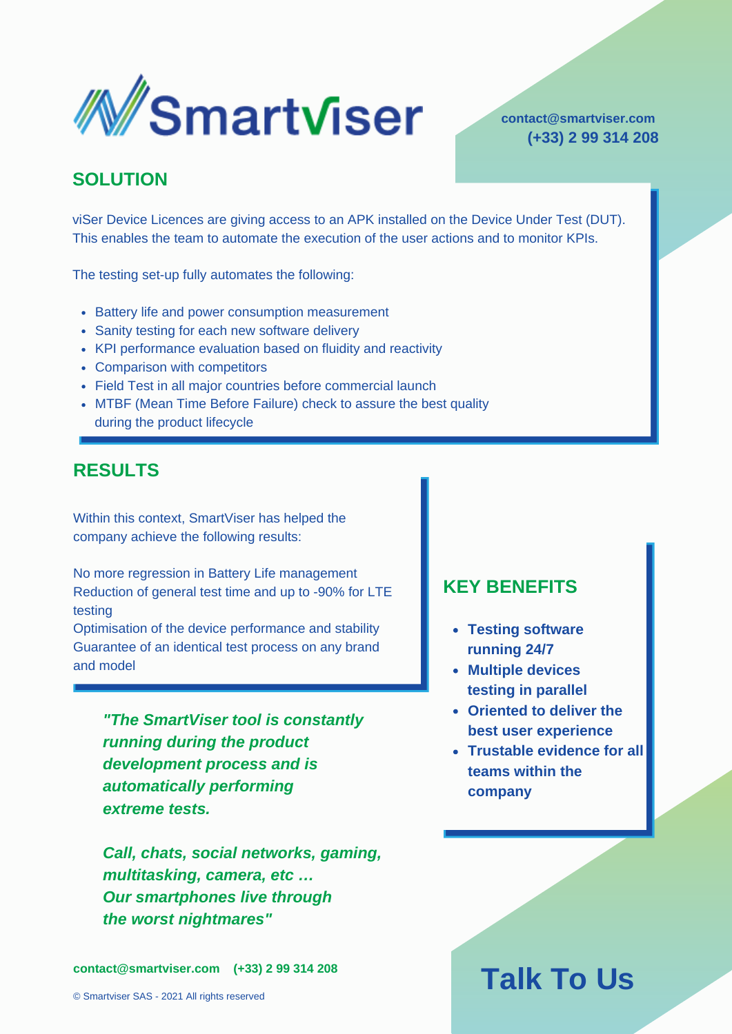Smartviser

contact@smartviser.com
(+33) 2 99 314 208

## SOLUTION

viSer Device Licences are giving access to an APK installed on the Device Under Test (DUT). This enables the team to automate the execution of the user actions and to monitor KPIs.

The testing set-up fully automates the following:

- Battery life and power consumption measurement
- Sanity testing for each new software delivery
- KPI performance evaluation based on fluidity and reactivity
- Comparison with competitors
- Field Test in all major countries before commercial launch
- MTBF (Mean Time Before Failure) check to assure the best quality during the product lifecycle

## RESULTS

Within this context, SmartViser has helped the company achieve the following results:

No more regression in Battery Life management
Reduction of general test time and up to -90% for LTE testing
Optimisation of the device performance and stability
Guarantee of an identical test process on any brand and model

***"The SmartViser tool is constantly running during the product development process and is automatically performing extreme tests.***

***Call, chats, social networks, gaming, multitasking, camera, etc … Our smartphones live through the worst nightmares"***

## KEY BENEFITS

- **Testing software running 24/7**
- **Multiple devices testing in parallel**
- **Oriented to deliver the best user experience**
- **Trustable evidence for all teams within the company**

**contact@smartviser.com (+33) 2 99 314 208**

© Smartviser SAS - 2021 All rights reserved

# Talk To Us